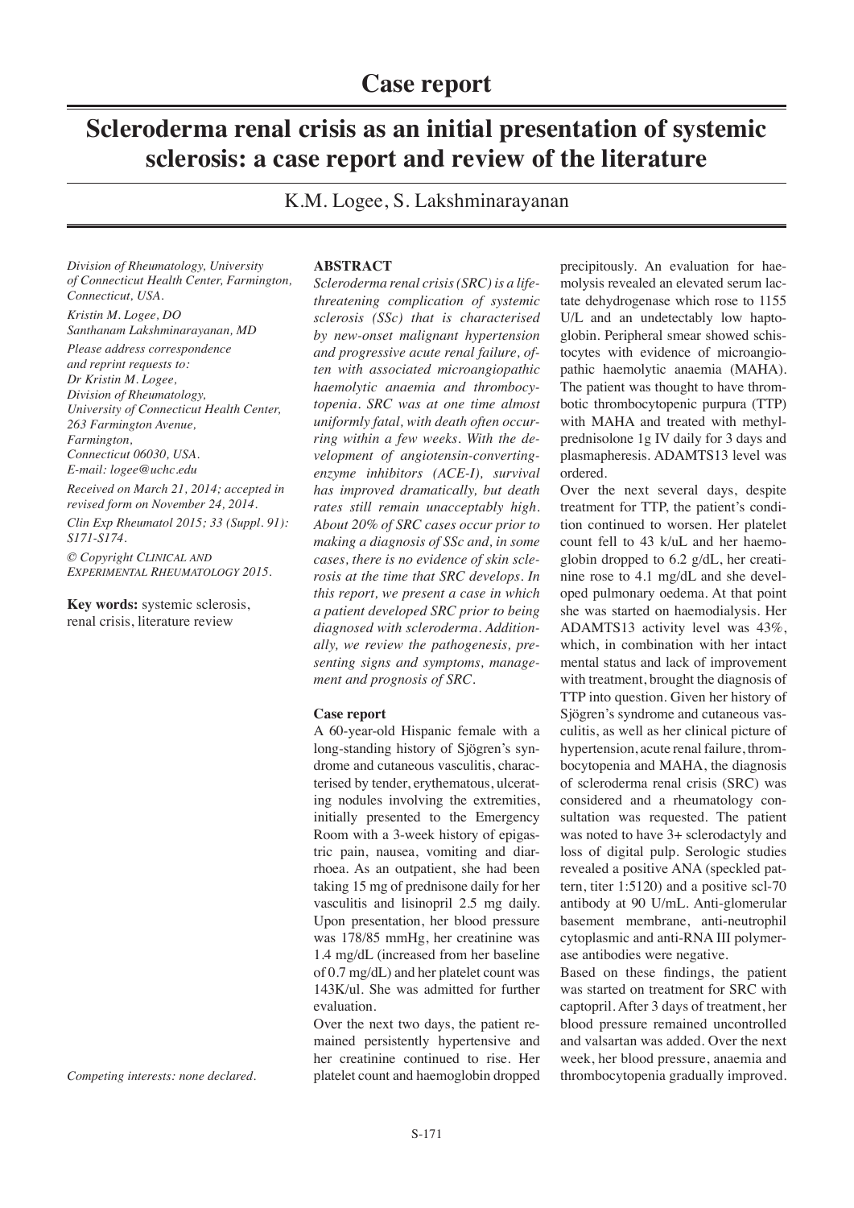# Case report

# Scleroderma renal crisis as an initial presentation of systemic sclerosis: a case report and review of the literature

K.M. Logee, S. Lakshminarayanan

*Division of Rheumatology, University of Connecticut Health Center, Farmington, Connecticut, USA.*

*Kristin M. Logee, DO*

*Santhanam Lakshminarayanan, MD*

*Please address correspondence and reprint requests to: Dr Kristin M. Logee, Division of Rheumatology, University of Connecticut Health Center, 263 Farmington Avenue, Farmington, Connecticut 06030, USA. E-mail: logee@uchc.edu*

*Received on March 21, 2014; accepted in revised form on November 24, 2014.*

*Clin Exp Rheumatol 2015; 33 (Suppl. 91): S171-S174.*

*© Copyright Clinical and Experimental Rheumatology 2015.*

**Key words:** systemic sclerosis, renal crisis, literature review

*Competing interests: none declared.*

## ABSTRACT

*Scleroderma renal crisis (SRC) is a life-threatening complication of systemic sclerosis (SSc) that is characterised by new-onset malignant hypertension and progressive acute renal failure, often with associated microangiopathic haemolytic anaemia and thrombocytopenia. SRC was at one time almost uniformly fatal, with death often occurring within a few weeks. With the development of angiotensin-converting-enzyme inhibitors (ACE-I), survival has improved dramatically, but death rates still remain unacceptably high. About 20% of SRC cases occur prior to making a diagnosis of SSc and, in some cases, there is no evidence of skin sclerosis at the time that SRC develops. In this report, we present a case in which a patient developed SRC prior to being diagnosed with scleroderma. Additionally, we review the pathogenesis, presenting signs and symptoms, management and prognosis of SRC.*

## Case report

A 60-year-old Hispanic female with a long-standing history of Sjögren's syndrome and cutaneous vasculitis, characterised by tender, erythematous, ulcerating nodules involving the extremities, initially presented to the Emergency Room with a 3-week history of epigastric pain, nausea, vomiting and diarrhoea. As an outpatient, she had been taking 15 mg of prednisone daily for her vasculitis and lisinopril 2.5 mg daily. Upon presentation, her blood pressure was 178/85 mmHg, her creatinine was 1.4 mg/dL (increased from her baseline of 0.7 mg/dL) and her platelet count was 143K/ul. She was admitted for further evaluation.

Over the next two days, the patient remained persistently hypertensive and her creatinine continued to rise. Her platelet count and haemoglobin dropped precipitously. An evaluation for haemolysis revealed an elevated serum lactate dehydrogenase which rose to 1155 U/L and an undetectably low haptoglobin. Peripheral smear showed schistocytes with evidence of microangiopathic haemolytic anaemia (MAHA). The patient was thought to have thrombotic thrombocytopenic purpura (TTP) with MAHA and treated with methylprednisolone 1g IV daily for 3 days and plasmapheresis. ADAMTS13 level was ordered.

Over the next several days, despite treatment for TTP, the patient's condition continued to worsen. Her platelet count fell to 43 k/uL and her haemoglobin dropped to 6.2 g/dL, her creatinine rose to 4.1 mg/dL and she developed pulmonary oedema. At that point she was started on haemodialysis. Her ADAMTS13 activity level was 43%, which, in combination with her intact mental status and lack of improvement with treatment, brought the diagnosis of TTP into question. Given her history of Sjögren's syndrome and cutaneous vasculitis, as well as her clinical picture of hypertension, acute renal failure, thrombocytopenia and MAHA, the diagnosis of scleroderma renal crisis (SRC) was considered and a rheumatology consultation was requested. The patient was noted to have 3+ sclerodactyly and loss of digital pulp. Serologic studies revealed a positive ANA (speckled pattern, titer 1:5120) and a positive scl-70 antibody at 90 U/mL. Anti-glomerular basement membrane, anti-neutrophil cytoplasmic and anti-RNA III polymerase antibodies were negative.

Based on these findings, the patient was started on treatment for SRC with captopril. After 3 days of treatment, her blood pressure remained uncontrolled and valsartan was added. Over the next week, her blood pressure, anaemia and thrombocytopenia gradually improved.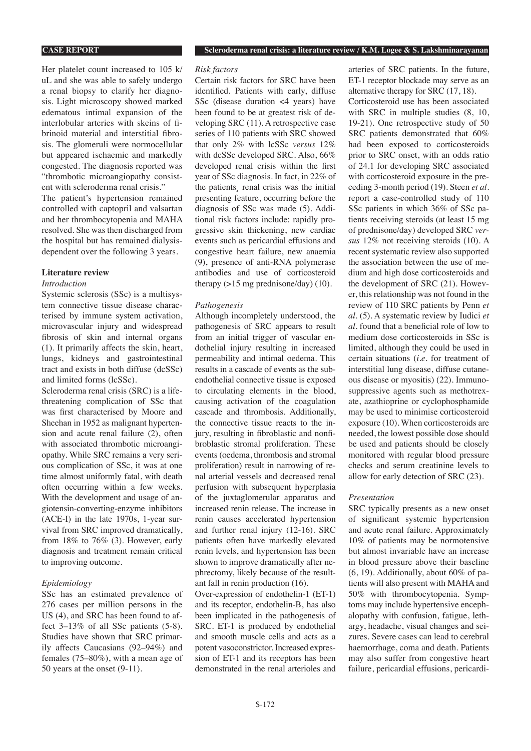Her platelet count increased to 105 k/uL and she was able to safely undergo a renal biopsy to clarify her diagnosis. Light microscopy showed marked edematous intimal expansion of the interlobular arteries with skeins of fibrinoid material and interstitial fibrosis. The glomeruli were normocellular but appeared ischaemic and markedly congested. The diagnosis reported was "thrombotic microangiopathy consistent with scleroderma renal crisis."

The patient's hypertension remained controlled with captopril and valsartan and her thrombocytopenia and MAHA resolved. She was then discharged from the hospital but has remained dialysis-dependent over the following 3 years.

## Literature review

### *Introduction*

Systemic sclerosis (SSc) is a multisystem connective tissue disease characterised by immune system activation, microvascular injury and widespread fibrosis of skin and internal organs (1). It primarily affects the skin, heart, lungs, kidneys and gastrointestinal tract and exists in both diffuse (dcSSc) and limited forms (lcSSc).

Scleroderma renal crisis (SRC) is a life-threatening complication of SSc that was first characterised by Moore and Sheehan in 1952 as malignant hypertension and acute renal failure (2), often with associated thrombotic microangiopathy. While SRC remains a very serious complication of SSc, it was at one time almost uniformly fatal, with death often occurring within a few weeks. With the development and usage of angiotensin-converting-enzyme inhibitors (ACE-I) in the late 1970s, 1-year survival from SRC improved dramatically, from 18% to 76% (3). However, early diagnosis and treatment remain critical to improving outcome.

### *Epidemiology*

SSc has an estimated prevalence of 276 cases per million persons in the US (4), and SRC has been found to affect 3–13% of all SSc patients (5-8). Studies have shown that SRC primarily affects Caucasians (92–94%) and females (75–80%), with a mean age of 50 years at the onset (9-11).

### *Risk factors*

Certain risk factors for SRC have been identified. Patients with early, diffuse SSc (disease duration <4 years) have been found to be at greatest risk of developing SRC (11). A retrospective case series of 110 patients with SRC showed that only 2% with lcSSc *versus* 12% with dcSSc developed SRC. Also, 66% developed renal crisis within the first year of SSc diagnosis. In fact, in 22% of the patients¸ renal crisis was the initial presenting feature, occurring before the diagnosis of SSc was made (5). Additional risk factors include: rapidly progressive skin thickening, new cardiac events such as pericardial effusions and congestive heart failure, new anaemia (9), presence of anti-RNA polymerase antibodies and use of corticosteroid therapy (>15 mg prednisone/day) (10).

### *Pathogenesis*

Although incompletely understood, the pathogenesis of SRC appears to result from an initial trigger of vascular endothelial injury resulting in increased permeability and intimal oedema. This results in a cascade of events as the subendothelial connective tissue is exposed to circulating elements in the blood, causing activation of the coagulation cascade and thrombosis. Additionally, the connective tissue reacts to the injury, resulting in fibroblastic and nonfibroblastic stromal proliferation. These events (oedema, thrombosis and stromal proliferation) result in narrowing of renal arterial vessels and decreased renal perfusion with subsequent hyperplasia of the juxtaglomerular apparatus and increased renin release. The increase in renin causes accelerated hypertension and further renal injury (12-16). SRC patients often have markedly elevated renin levels, and hypertension has been shown to improve dramatically after nephrectomy, likely because of the resultant fall in renin production (16).

Over-expression of endothelin-1 (ET-1) and its receptor, endothelin-B, has also been implicated in the pathogenesis of SRC. ET-1 is produced by endothelial and smooth muscle cells and acts as a potent vasoconstrictor. Increased expression of ET-1 and its receptors has been demonstrated in the renal arterioles and arteries of SRC patients. In the future, ET-1 receptor blockade may serve as an alternative therapy for SRC (17, 18).

Corticosteroid use has been associated with SRC in multiple studies (8, 10, 19-21). One retrospective study of 50 SRC patients demonstrated that 60% had been exposed to corticosteroids prior to SRC onset, with an odds ratio of 24.1 for developing SRC associated with corticosteroid exposure in the preceding 3-month period (19). Steen *et al.* report a case-controlled study of 110 SSc patients in which 36% of SSc patients receiving steroids (at least 15 mg of prednisone/day) developed SRC *versus* 12% not receiving steroids (10). A recent systematic review also supported the association between the use of medium and high dose corticosteroids and the development of SRC (21). However, this relationship was not found in the review of 110 SRC patients by Penn *et al.* (5). A systematic review by Iudici *et al.* found that a beneficial role of low to medium dose corticosteroids in SSc is limited, although they could be used in certain situations (*i.e.* for treatment of interstitial lung disease, diffuse cutaneous disease or myositis) (22). Immunosuppressive agents such as methotrexate, azathioprine or cyclophosphamide may be used to minimise corticosteroid exposure (10). When corticosteroids are needed, the lowest possible dose should be used and patients should be closely monitored with regular blood pressure checks and serum creatinine levels to allow for early detection of SRC (23).

### *Presentation*

SRC typically presents as a new onset of significant systemic hypertension and acute renal failure. Approximately 10% of patients may be normotensive but almost invariable have an increase in blood pressure above their baseline (6, 19). Additionally, about 60% of patients will also present with MAHA and 50% with thrombocytopenia. Symptoms may include hypertensive encephalopathy with confusion, fatigue, lethargy, headache, visual changes and seizures. Severe cases can lead to cerebral haemorrhage, coma and death. Patients may also suffer from congestive heart failure, pericardial effusions, pericardi-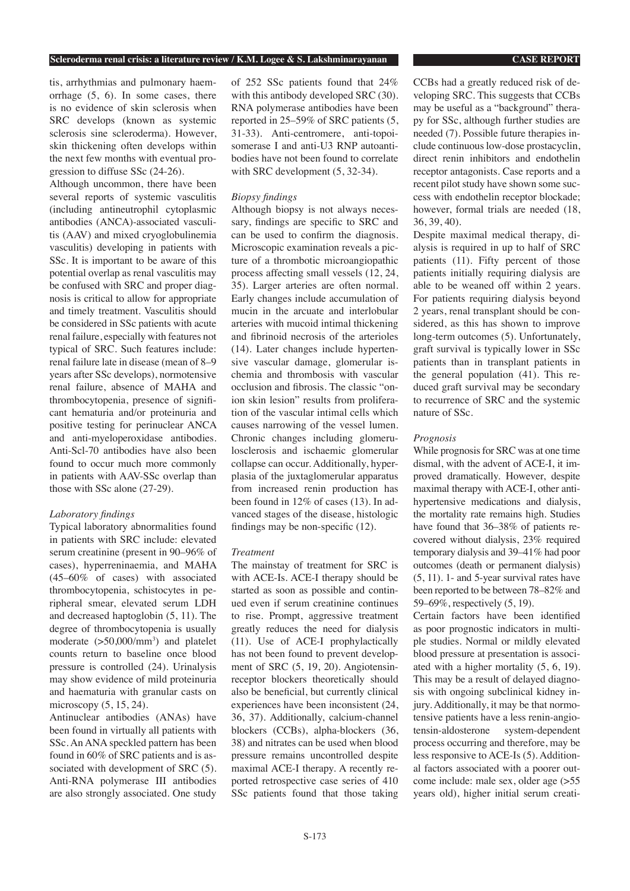tis, arrhythmias and pulmonary haemorrhage (5, 6). In some cases, there is no evidence of skin sclerosis when SRC develops (known as systemic sclerosis sine scleroderma). However, skin thickening often develops within the next few months with eventual progression to diffuse SSc (24-26).

Although uncommon, there have been several reports of systemic vasculitis (including antineutrophil cytoplasmic antibodies (ANCA)-associated vasculitis (AAV) and mixed cryoglobulinemia vasculitis) developing in patients with SSc. It is important to be aware of this potential overlap as renal vasculitis may be confused with SRC and proper diagnosis is critical to allow for appropriate and timely treatment. Vasculitis should be considered in SSc patients with acute renal failure, especially with features not typical of SRC. Such features include: renal failure late in disease (mean of 8–9 years after SSc develops), normotensive renal failure, absence of MAHA and thrombocytopenia, presence of significant hematuria and/or proteinuria and positive testing for perinuclear ANCA and anti-myeloperoxidase antibodies. Anti-Scl-70 antibodies have also been found to occur much more commonly in patients with AAV-SSc overlap than those with SSc alone (27-29).

*Laboratory findings*

Typical laboratory abnormalities found in patients with SRC include: elevated serum creatinine (present in 90–96% of cases), hyperreninaemia, and MAHA (45–60% of cases) with associated thrombocytopenia, schistocytes in peripheral smear, elevated serum LDH and decreased haptoglobin (5, 11). The degree of thrombocytopenia is usually moderate (>50,000/mm$^3$) and platelet counts return to baseline once blood pressure is controlled (24). Urinalysis may show evidence of mild proteinuria and haematuria with granular casts on microscopy (5, 15, 24).

Antinuclear antibodies (ANAs) have been found in virtually all patients with SSc. An ANA speckled pattern has been found in 60% of SRC patients and is associated with development of SRC (5). Anti-RNA polymerase III antibodies are also strongly associated. One study of 252 SSc patients found that 24% with this antibody developed SRC (30). RNA polymerase antibodies have been reported in 25–59% of SRC patients (5, 31-33). Anti-centromere, anti-topoisomerase I and anti-U3 RNP autoantibodies have not been found to correlate with SRC development (5, 32-34).

*Biopsy findings*

Although biopsy is not always necessary, findings are specific to SRC and can be used to confirm the diagnosis. Microscopic examination reveals a picture of a thrombotic microangiopathic process affecting small vessels (12, 24, 35). Larger arteries are often normal. Early changes include accumulation of mucin in the arcuate and interlobular arteries with mucoid intimal thickening and fibrinoid necrosis of the arterioles (14). Later changes include hypertensive vascular damage, glomerular ischemia and thrombosis with vascular occlusion and fibrosis. The classic "onion skin lesion" results from proliferation of the vascular intimal cells which causes narrowing of the vessel lumen. Chronic changes including glomerulosclerosis and ischaemic glomerular collapse can occur. Additionally, hyperplasia of the juxtaglomerular apparatus from increased renin production has been found in 12% of cases (13). In advanced stages of the disease, histologic findings may be non-specific (12).

*Treatment*

The mainstay of treatment for SRC is with ACE-Is. ACE-I therapy should be started as soon as possible and continued even if serum creatinine continues to rise. Prompt, aggressive treatment greatly reduces the need for dialysis (11). Use of ACE-I prophylactically has not been found to prevent development of SRC (5, 19, 20). Angiotensin-receptor blockers theoretically should also be beneficial, but currently clinical experiences have been inconsistent (24, 36, 37). Additionally, calcium-channel blockers (CCBs), alpha-blockers (36, 38) and nitrates can be used when blood pressure remains uncontrolled despite maximal ACE-I therapy. A recently reported retrospective case series of 410 SSc patients found that those taking CCBs had a greatly reduced risk of developing SRC. This suggests that CCBs may be useful as a "background" therapy for SSc, although further studies are needed (7). Possible future therapies include continuous low-dose prostacyclin, direct renin inhibitors and endothelin receptor antagonists. Case reports and a recent pilot study have shown some success with endothelin receptor blockade; however, formal trials are needed (18, 36, 39, 40).

Despite maximal medical therapy, dialysis is required in up to half of SRC patients (11). Fifty percent of those patients initially requiring dialysis are able to be weaned off within 2 years. For patients requiring dialysis beyond 2 years, renal transplant should be considered, as this has shown to improve long-term outcomes (5). Unfortunately, graft survival is typically lower in SSc patients than in transplant patients in the general population (41). This reduced graft survival may be secondary to recurrence of SRC and the systemic nature of SSc.

*Prognosis*

While prognosis for SRC was at one time dismal, with the advent of ACE-I, it improved dramatically. However, despite maximal therapy with ACE-I, other antihypertensive medications and dialysis, the mortality rate remains high. Studies have found that 36–38% of patients recovered without dialysis, 23% required temporary dialysis and 39–41% had poor outcomes (death or permanent dialysis) (5, 11). 1- and 5-year survival rates have been reported to be between 78–82% and 59–69%, respectively (5, 19).

Certain factors have been identified as poor prognostic indicators in multiple studies. Normal or mildly elevated blood pressure at presentation is associated with a higher mortality (5, 6, 19). This may be a result of delayed diagnosis with ongoing subclinical kidney injury. Additionally, it may be that normotensive patients have a less renin-angiotensin-aldosterone system-dependent process occurring and therefore, may be less responsive to ACE-Is (5). Additional factors associated with a poorer outcome include: male sex, older age (>55 years old), higher initial serum creati-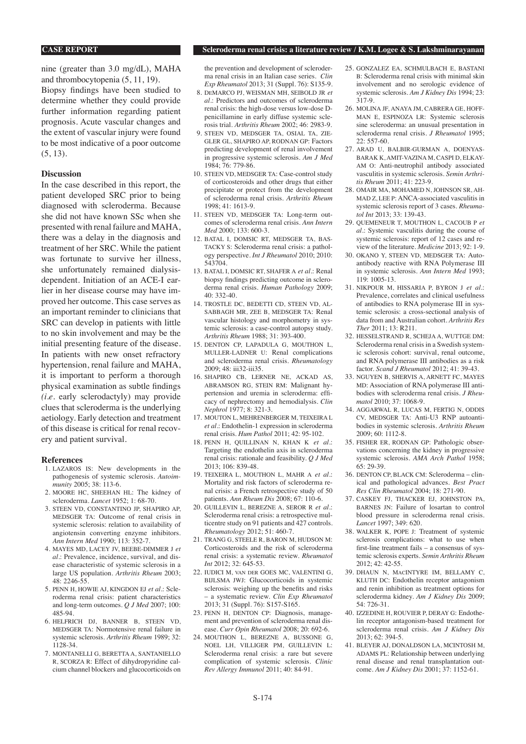nine (greater than 3.0 mg/dL), MAHA and thrombocytopenia (5, 11, 19).

Biopsy findings have been studied to determine whether they could provide further information regarding patient prognosis. Acute vascular changes and the extent of vascular injury were found to be most indicative of a poor outcome (5, 13).

### Discussion

In the case described in this report, the patient developed SRC prior to being diagnosed with scleroderma. Because she did not have known SSc when she presented with renal failure and MAHA, there was a delay in the diagnosis and treatment of her SRC. While the patient was fortunate to survive her illness, she unfortunately remained dialysis-dependent. Initiation of an ACE-I earlier in her disease course may have improved her outcome. This case serves as an important reminder to clinicians that SRC can develop in patients with little to no skin involvement and may be the initial presenting feature of the disease. In patients with new onset refractory hypertension, renal failure and MAHA, it is important to perform a thorough physical examination as subtle findings (*i.e.* early sclerodactyly) may provide clues that scleroderma is the underlying aetiology. Early detection and treatment of this disease is critical for renal recovery and patient survival.

### References

1. LAZAROS IS: New developments in the pathogenesis of systemic sclerosis. *Autoimmunity* 2005; 38: 113-6.
2. MOORE HC, SHEEHAN HL: The kidney of scleroderma. *Lancet* 1952; 1: 68-70.
3. STEEN VD, CONSTANTINO JP, SHAPIRO AP, MEDSGER TA: Outcome of renal crisis in systemic sclerosis: relation to availability of angiotensin converting enzyme inhibitors. *Ann Intern Med* 1990; 113: 352-7.
4. MAYES MD, LACEY JV, BEEBE-DIMMER J *et al.*: Prevalence, incidence, survival, and disease characteristic of systemic sclerosis in a large US population. *Arthritis Rheum* 2003; 48: 2246-55.
5. PENN H, HOWIE AJ, KINGDON EJ *et al.*: Scleroderma renal crisis: patient characteristics and long-term outcomes. *Q J Med* 2007; 100: 485-94.
6. HELFRICH DJ, BANNER B, STEEN VD, MEDSGER TA: Normotensive renal failure in systemic sclerosis. *Arthritis Rheum* 1989; 32: 1128-34.
7. MONTANELLI G, BERETTA A, SANTANIELLO R, SCORZA R: Effect of dihydropyridine calcium channel blockers and glucocorticoids on the prevention and development of scleroderma renal crisis in an Italian case series. *Clin Exp Rheumatol* 2013; 31 (Suppl. 76): S135-9.
8. DEMARCO PJ, WEISMAN MH, SEIBOLD JR *et al.*: Predictors and outcomes of scleroderma renal crisis: the high-dose versus low-dose D-penicillamine in early diffuse systemic sclerosis trial. *Arthritis Rheum* 2002; 46: 2983-9.
9. STEEN VD, MEDSGER TA, OSIAL TA, ZIEGLER GL, SHAPIRO AP, RODNAN GP: Factors predicting development of renal involvement in progressive systemic sclerosis. *Am J Med* 1984; 76: 779-86.
10. STEEN VD, MEDSGER TA: Case-control study of corticosteroids and other drugs that either precipitate or protect from the development of scleroderma renal crisis. *Arthritis Rheum* 1998; 41: 1613-9.
11. STEEN VD, MEDSGER TA: Long-term outcomes of scleroderma renal crisis. *Ann Intern Med* 2000; 133: 600-3.
12. BATAL I, DOMSIC RT, MEDSGER TA, BASTACKY S: Scleroderma renal crisis: a pathology perspective. *Int J Rheumatol* 2010; 2010: 543704.
13. BATAL I, DOMSIC RT, SHAFER A *et al.*: Renal biopsy findings predicting outcome in scleroderma renal crisis. *Human Pathology* 2009; 40: 332-40.
14. TROSTLE DC, BEDETTI CD, STEEN VD, AL-SABBAGH MR, ZEE B, MEDSGER TA: Renal vascular histology and morphometry in systemic sclerosis: a case-control autopsy study. *Arthritis Rheum* 1988; 31: 393-400.
15. DENTON CP, LAPADULA G, MOUTHON L, MULLER-LADNER U: Renal complications and scleroderma renal crisis. *Rheumatology* 2009; 48: iii32-iii35.
16. SHAPIRO CB, LERNER NE, ACKAD AS, ABRAMSON RG, STEIN RM: Malignant hypertension and uremia in scleroderma: efficacy of nephrectomy and hemodialysis. *Clin Nephrol* 1977; 8: 321-3.
17. MOUTON L, MEHRENBERGER M, TEIXEIRA L *et al.*: Endothelin-1 expression in scleroderma renal crisis. *Hum Pathol* 2011; 42: 95-102.
18. PENN H, QUILLINAN N, KHAN K *et al.*: Targeting the endothelin axis in scleroderma renal crisis: rationale and feasibility. *Q J Med* 2013; 106: 839-48.
19. TEIXEIRA L, MOUTHON L, MAHR A *et al.*: Mortality and risk factors of scleroderma renal crisis: a French retrospective study of 50 patients. *Ann Rheum Dis* 2008; 67: 110-6.
20. GUILLEVIN L, BEREZNE A, SEROR R *et al.*: Scleroderma renal crisis: a retrospective multicentre study on 91 patients and 427 controls. *Rheumatology* 2012; 51: 460-7.
21. TRANG G, STEELE R, BARON M, HUDSON M: Corticosteroids and the risk of scleroderma renal crisis: a systematic review. *Rheumatol Int* 2012; 32: 645-53.
22. IUDICI M, VAN DER GOES MC, VALENTINI G, BIJLSMA JWJ: Glucocorticoids in systemic sclerosis: weighing up the benefits and risks – a systematic review. *Clin Exp Rheumatol* 2013; 31 (Suppl. 76): S157-S165.
23. PENN H, DENTON CP: Diagnosis, management and prevention of scleroderma renal disease. *Curr Opin Rheumatol* 2008; 20: 692-6.
24. MOUTHON L, BEREZNE A, BUSSONE G, NOEL LH, VILLIGER PM, GUILLEVIN L: Scleroderma renal crisis: a rare but severe complication of systemic sclerosis. *Clinic Rev Allergy Immunol* 2011; 40: 84-91.
25. GONZALEZ EA, SCHMULBACH E, BASTANI B: Scleroderma renal crisis with minimal skin involvement and no serologic evidence of systemic sclerosis. *Am J Kidney Dis* 1994; 23: 317-9.
26. MOLINA JF, ANAYA JM, CABRERA GE, HOFFMAN E, ESPINOZA LR: Systemic sclerosis sine scleroderma: an unusual presentation in scleroderma renal crisis. *J Rheumatol* 1995; 22: 557-60.
27. ARAD U, BALBIR-GURMAN A, DOENYAS-BARAK K, AMIT-VAZINA M, CASPI D, ELKAYAM O: Anti-neutrophil antibody associated vasculitis in systemic sclerosis. *Semin Arthritis Rheum* 2011; 41: 223-9.
28. OMAIR MA, MOHAMED N, JOHNSON SR, AHMAD Z, LEE P: ANCA-associated vasculitis in systemic sclerosis report of 3 cases. *Rheumatol Int* 2013; 33: 139-43.
29. QUEMENEUR T, MOUTHON L, CACOUB P *et al.*: Systemic vasculitis during the course of systemic sclerosis: report of 12 cases and review of the literature. *Medicine* 2013; 92: 1-9.
30. OKANO Y, STEEN VD, MEDSGER TA: Autoantibody reactive with RNA Polymerase III in systemic sclerosis. *Ann Intern Med* 1993; 119: 1005-13.
31. NIKPOUR M, HISSARIA P, BYRON J *et al.*: Prevalence, correlates and clinical usefulness of antibodies to RNA polymerase III in systemic sclerosis: a cross-sectional analysis of data from and Australian cohort. *Arthritis Res Ther* 2011; 13: R211.
32. HESSELSTRAND R, SCHEJA A, WUTTGE DM: Scleroderma renal crisis in a Swedish systemic sclerosis cohort: survival, renal outcome, and RNA polymerase III antibodies as a risk factor. *Scand J Rheumatol* 2012; 41: 39-43.
33. NGUYEN B, SHERVIS A, ARNETT FC, MAYES MD: Association of RNA polymerase III antibodies with scleroderma renal crisis. *J Rheumatol* 2010; 37: 1068-9.
34. AGGARWAL R, LUCAS M, FERTIG N, ODDIS CV, MEDSGER TA: Anti-U3 RNP autoantibodies in systemic sclerosis. *Arthritis Rheum* 2009; 60: 1112-8.
35. FISHER ER, RODNAN GP: Pathologic observations concerning the kidney in progressive systemic sclerosis. *AMA Arch Pathol* 1958; 65: 29-39.
36. DENTON CP, BLACK CM: Scleroderma – clinical and pathological advances. *Best Pract Res Clin Rheumatol* 2004; 18: 271-90.
37. CASKEY FJ, THACKER EJ, JOHNSTON PA, BARNES JN: Failure of losartan to control blood pressure in scleroderma renal crisis. *Lancet* 1997; 349: 620.
38. WALKER K, POPE J: Treatment of systemic sclerosis complications: what to use when first-line treatment fails – a consensus of systemic sclerosis experts. *Semin Arthritis Rheum* 2012; 42: 42-55.
39. DHAUN N, MACINTYRE IM, BELLAMY C, KLUTH DC: Endothelin receptor antagonism and renin inhibition as treatment options for scleroderma kidney. *Am J Kidney Dis* 2009; 54: 726-31.
40. IZZEDINE H, ROUVIER P, DERAY G: Endothelin receptor antagonism-based treatment for scleroderma renal crisis. *Am J Kidney Dis* 2013; 62: 394-5.
41. BLEYER AJ, DONALDSON LA, MCINTOSH M, ADAMS PL: Relationship between underlying renal disease and renal transplantation outcome. *Am J Kidney Dis* 2001; 37: 1152-61.